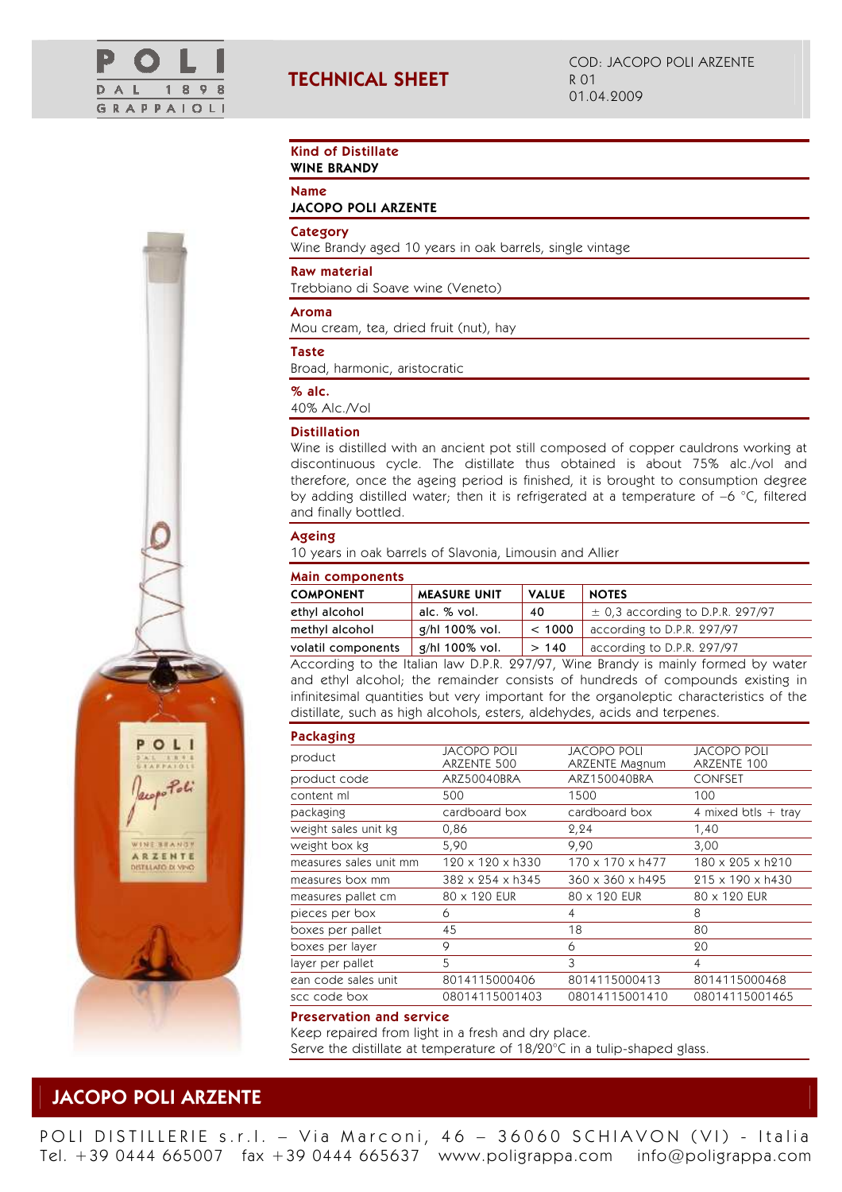POLI DAL 1898 GRAPPAIOLI

# TECHNICAL SHEET

COD: JACOPO POLI ARZENTE
R 01
01.04.2009

**Kind of Distillate**
**WINE BRANDY**

**Name**
**JACOPO POLI ARZENTE**

**Category**
Wine Brandy aged 10 years in oak barrels, single vintage

**Raw material**
Trebbiano di Soave wine (Veneto)

**Aroma**
Mou cream, tea, dried fruit (nut), hay

**Taste**
Broad, harmonic, aristocratic

**% alc.**
40% Alc./Vol

**Distillation**
Wine is distilled with an ancient pot still composed of copper cauldrons working at discontinuous cycle. The distillate thus obtained is about 75% alc./vol and therefore, once the ageing period is finished, it is brought to consumption degree by adding distilled water; then it is refrigerated at a temperature of –6 °C, filtered and finally bottled.

**Ageing**
10 years in oak barrels of Slavonia, Limousin and Allier

**Main components**

| COMPONENT | MEASURE UNIT | VALUE | NOTES |
|---|---|---|---|
| ethyl alcohol | alc. % vol. | 40 | ± 0,3 according to D.P.R. 297/97 |
| methyl alcohol | g/hl 100% vol. | < 1000 | according to D.P.R. 297/97 |
| volatil components | g/hl 100% vol. | > 140 | according to D.P.R. 297/97 |

According to the Italian law D.P.R. 297/97, Wine Brandy is mainly formed by water and ethyl alcohol; the remainder consists of hundreds of compounds existing in infinitesimal quantities but very important for the organoleptic characteristics of the distillate, such as high alcohols, esters, aldehydes, acids and terpenes.

**Packaging**

| product | JACOPO POLI ARZENTE 500 | JACOPO POLI ARZENTE Magnum | JACOPO POLI ARZENTE 100 |
|---|---|---|---|
| product code | ARZ50040BRA | ARZ150040BRA | CONFSET |
| content ml | 500 | 1500 | 100 |
| packaging | cardboard box | cardboard box | 4 mixed btls + tray |
| weight sales unit kg | 0,86 | 2,24 | 1,40 |
| weight box kg | 5,90 | 9,90 | 3,00 |
| measures sales unit mm | 120 x 120 x h330 | 170 x 170 x h477 | 180 x 205 x h210 |
| measures box mm | 382 x 254 x h345 | 360 x 360 x h495 | 215 x 190 x h430 |
| measures pallet cm | 80 x 120 EUR | 80 x 120 EUR | 80 x 120 EUR |
| pieces per box | 6 | 4 | 8 |
| boxes per pallet | 45 | 18 | 80 |
| boxes per layer | 9 | 6 | 20 |
| layer per pallet | 5 | 3 | 4 |
| ean code sales unit | 8014115000406 | 8014115000413 | 8014115000468 |
| scc code box | 08014115001403 | 08014115001410 | 08014115001465 |

**Preservation and service**
Keep repaired from light in a fresh and dry place.
Serve the distillate at temperature of 18/20°C in a tulip-shaped glass.

**JACOPO POLI ARZENTE**

POLI DISTILLERIE s.r.l. – Via Marconi, 46 – 36060 SCHIAVON (VI) - Italia
Tel. +39 0444 665007 fax +39 0444 665637 www.poligrappa.com info@poligrappa.com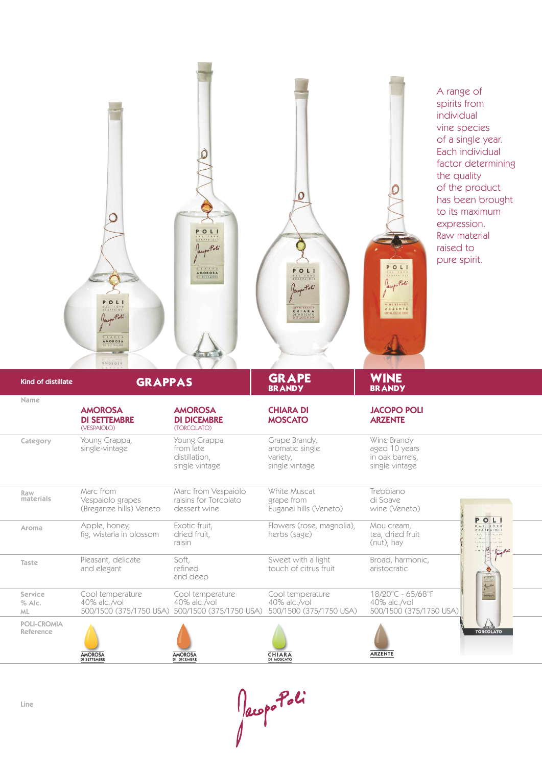A range of spirits from individual vine species of a single year. Each individual factor determining the quality of the product has been brought to its maximum expression. Raw material raised to pure spirit.

| Kind of distillate | GRAPPAS | | GRAPE BRANDY | WINE BRANDY |
|---|---|---|---|---|
| Name | AMOROSA DI SETTEMBRE (VESPAIOLO) | AMOROSA DI DICEMBRE (TORCOLATO) | CHIARA DI MOSCATO | JACOPO POLI ARZENTE |
| Category | Young Grappa, single-vintage | Young Grappa from late distillation, single vintage | Grape Brandy, aromatic single variety, single vintage | Wine Brandy aged 10 years in oak barrels, single vintage |
| Raw materials | Marc from Vespaiolo grapes (Breganze hills) Veneto | Marc from Vespaiolo raisins for Torcolato dessert wine | White Muscat grape from Euganei hills (Veneto) | Trebbiano di Soave wine (Veneto) |
| Aroma | Apple, honey, fig, wistaria in blossom | Exotic fruit, dried fruit, raisin | Flowers (rose, magnolia), herbs (sage) | Mou cream, tea, dried fruit (nut), hay |
| Taste | Pleasant, delicate and elegant | Soft, refined and deep | Sweet with a light touch of citrus fruit | Broad, harmonic, aristocratic |
| Service<br>% Alc.<br>ML | Cool temperature<br>40% alc./vol<br>500/1500 (375/1750 USA) | Cool temperature<br>40% alc./vol<br>500/1500 (375/1750 USA) | Cool temperature<br>40% alc./vol<br>500/1500 (375/1750 USA) | 18/20°C - 65/68°F<br>40% alc./vol<br>500/1500 (375/1750 USA) |
| POLI-CROMIA Reference | AMOROSA DI SETTEMBRE | AMOROSA DI DICEMBRE | CHIARA DI MOSCATO | ARZENTE |

TORCOLATO

Line